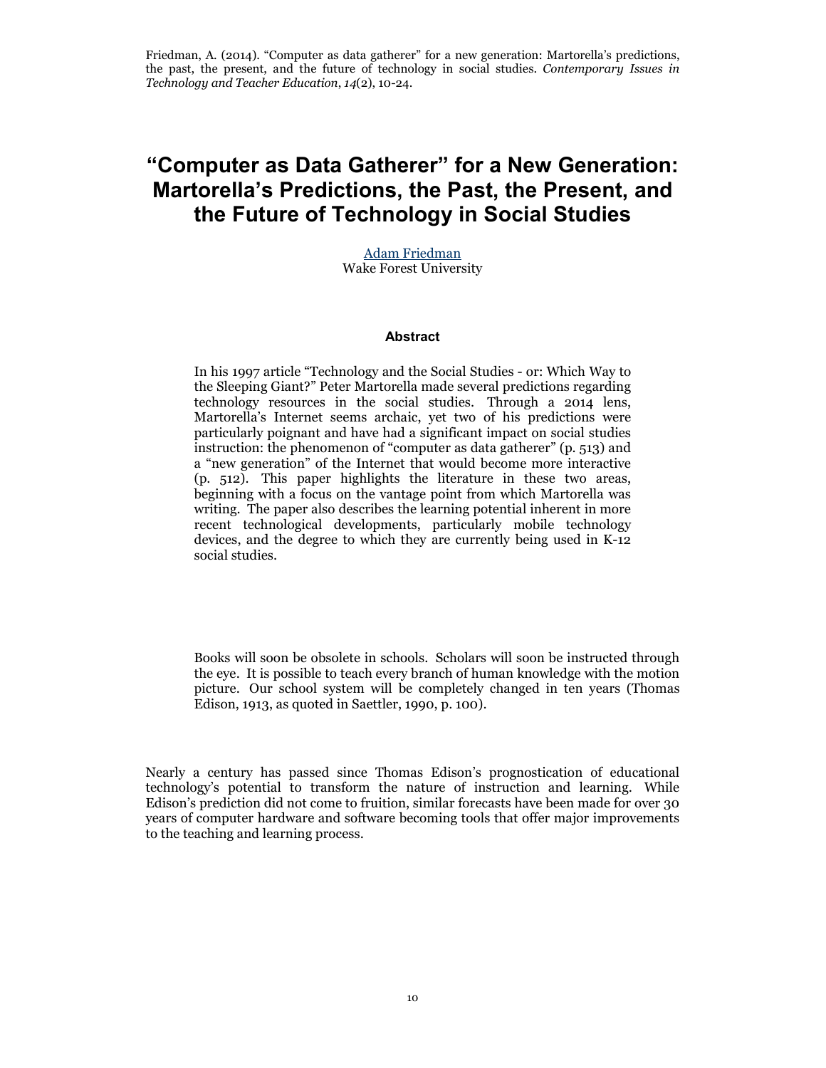Friedman, A. (2014). "Computer as data gatherer" for a new generation: Martorella's predictions, the past, the present, and the future of technology in social studies. *Contemporary Issues in Technology and Teacher Education*, *14*(2), 10-24.

# "Computer as Data Gatherer" for a New Generation: Martorella's Predictions, the Past, the Present, and the Future of Technology in Social Studies

Adam Friedman
Wake Forest University

### Abstract

In his 1997 article "Technology and the Social Studies - or: Which Way to the Sleeping Giant?" Peter Martorella made several predictions regarding technology resources in the social studies. Through a 2014 lens, Martorella's Internet seems archaic, yet two of his predictions were particularly poignant and have had a significant impact on social studies instruction: the phenomenon of "computer as data gatherer" (p. 513) and a "new generation" of the Internet that would become more interactive (p. 512). This paper highlights the literature in these two areas, beginning with a focus on the vantage point from which Martorella was writing. The paper also describes the learning potential inherent in more recent technological developments, particularly mobile technology devices, and the degree to which they are currently being used in K-12 social studies.

> Books will soon be obsolete in schools. Scholars will soon be instructed through the eye. It is possible to teach every branch of human knowledge with the motion picture. Our school system will be completely changed in ten years (Thomas Edison, 1913, as quoted in Saettler, 1990, p. 100).

Nearly a century has passed since Thomas Edison's prognostication of educational technology's potential to transform the nature of instruction and learning. While Edison's prediction did not come to fruition, similar forecasts have been made for over 30 years of computer hardware and software becoming tools that offer major improvements to the teaching and learning process.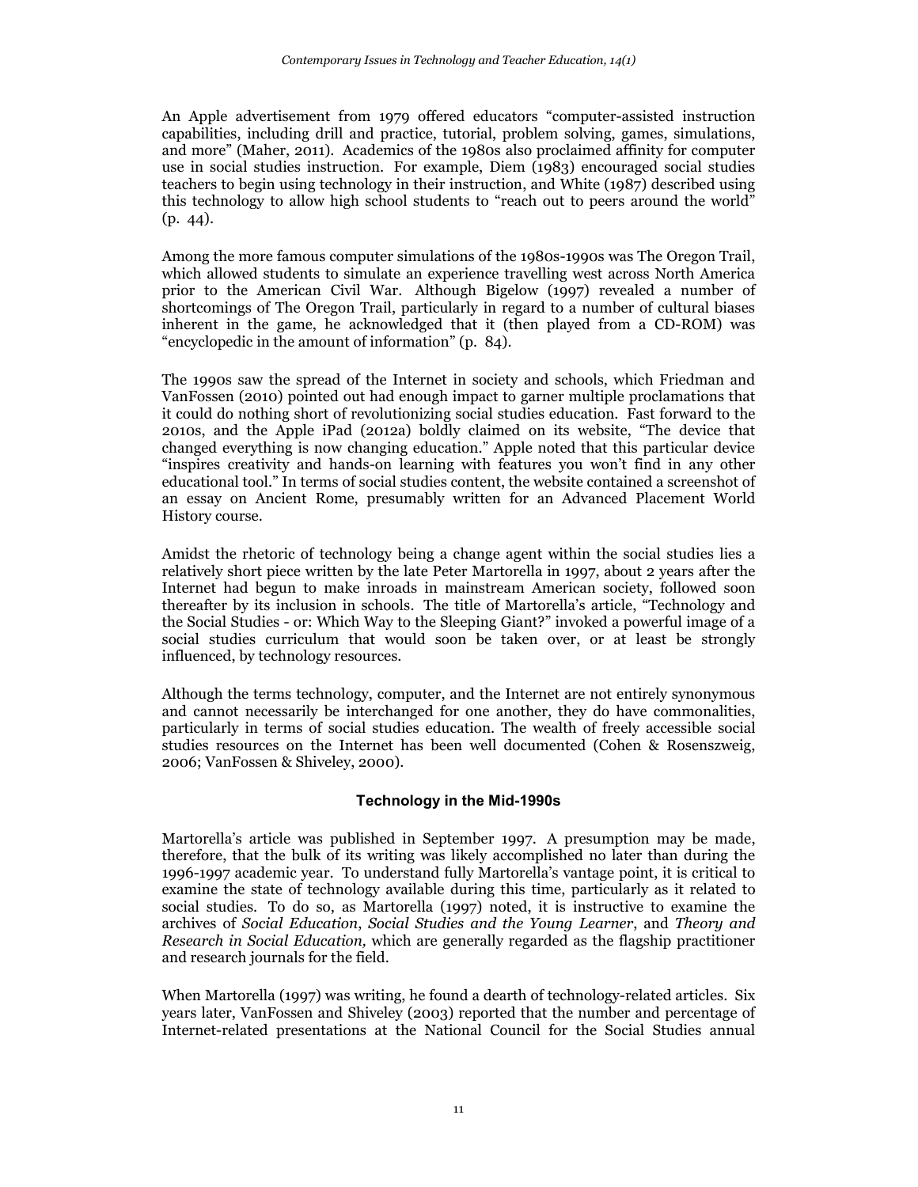An Apple advertisement from 1979 offered educators "computer-assisted instruction capabilities, including drill and practice, tutorial, problem solving, games, simulations, and more" (Maher, 2011). Academics of the 1980s also proclaimed affinity for computer use in social studies instruction. For example, Diem (1983) encouraged social studies teachers to begin using technology in their instruction, and White (1987) described using this technology to allow high school students to "reach out to peers around the world" (p. 44).

Among the more famous computer simulations of the 1980s-1990s was The Oregon Trail, which allowed students to simulate an experience travelling west across North America prior to the American Civil War. Although Bigelow (1997) revealed a number of shortcomings of The Oregon Trail, particularly in regard to a number of cultural biases inherent in the game, he acknowledged that it (then played from a CD-ROM) was "encyclopedic in the amount of information" (p. 84).

The 1990s saw the spread of the Internet in society and schools, which Friedman and VanFossen (2010) pointed out had enough impact to garner multiple proclamations that it could do nothing short of revolutionizing social studies education. Fast forward to the 2010s, and the Apple iPad (2012a) boldly claimed on its website, "The device that changed everything is now changing education." Apple noted that this particular device "inspires creativity and hands-on learning with features you won't find in any other educational tool." In terms of social studies content, the website contained a screenshot of an essay on Ancient Rome, presumably written for an Advanced Placement World History course.

Amidst the rhetoric of technology being a change agent within the social studies lies a relatively short piece written by the late Peter Martorella in 1997, about 2 years after the Internet had begun to make inroads in mainstream American society, followed soon thereafter by its inclusion in schools. The title of Martorella's article, "Technology and the Social Studies - or: Which Way to the Sleeping Giant?" invoked a powerful image of a social studies curriculum that would soon be taken over, or at least be strongly influenced, by technology resources.

Although the terms technology, computer, and the Internet are not entirely synonymous and cannot necessarily be interchanged for one another, they do have commonalities, particularly in terms of social studies education. The wealth of freely accessible social studies resources on the Internet has been well documented (Cohen & Rosenszweig, 2006; VanFossen & Shiveley, 2000).

## Technology in the Mid-1990s

Martorella's article was published in September 1997. A presumption may be made, therefore, that the bulk of its writing was likely accomplished no later than during the 1996-1997 academic year. To understand fully Martorella's vantage point, it is critical to examine the state of technology available during this time, particularly as it related to social studies. To do so, as Martorella (1997) noted, it is instructive to examine the archives of *Social Education*, *Social Studies and the Young Learner*, and *Theory and Research in Social Education,* which are generally regarded as the flagship practitioner and research journals for the field.

When Martorella (1997) was writing, he found a dearth of technology-related articles. Six years later, VanFossen and Shiveley (2003) reported that the number and percentage of Internet-related presentations at the National Council for the Social Studies annual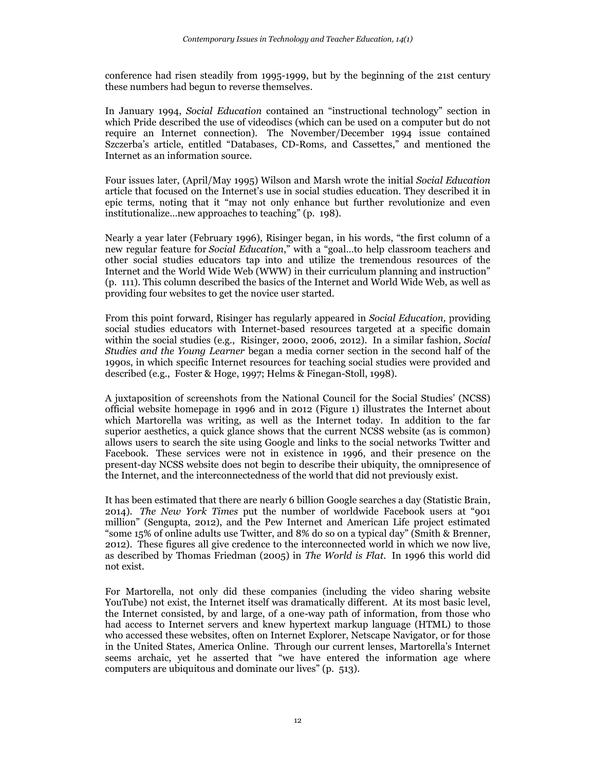conference had risen steadily from 1995-1999, but by the beginning of the 21st century these numbers had begun to reverse themselves.

In January 1994, *Social Education* contained an "instructional technology" section in which Pride described the use of videodiscs (which can be used on a computer but do not require an Internet connection). The November/December 1994 issue contained Szczerba's article, entitled "Databases, CD-Roms, and Cassettes," and mentioned the Internet as an information source.

Four issues later, (April/May 1995) Wilson and Marsh wrote the initial *Social Education* article that focused on the Internet's use in social studies education. They described it in epic terms, noting that it "may not only enhance but further revolutionize and even institutionalize…new approaches to teaching" (p. 198).

Nearly a year later (February 1996), Risinger began, in his words, "the first column of a new regular feature for *Social Education*," with a "goal…to help classroom teachers and other social studies educators tap into and utilize the tremendous resources of the Internet and the World Wide Web (WWW) in their curriculum planning and instruction" (p. 111). This column described the basics of the Internet and World Wide Web, as well as providing four websites to get the novice user started.

From this point forward, Risinger has regularly appeared in *Social Education,* providing social studies educators with Internet-based resources targeted at a specific domain within the social studies (e.g., Risinger, 2000, 2006, 2012). In a similar fashion, *Social Studies and the Young Learner* began a media corner section in the second half of the 1990s, in which specific Internet resources for teaching social studies were provided and described (e.g., Foster & Hoge, 1997; Helms & Finegan-Stoll, 1998).

A juxtaposition of screenshots from the National Council for the Social Studies' (NCSS) official website homepage in 1996 and in 2012 (Figure 1) illustrates the Internet about which Martorella was writing, as well as the Internet today. In addition to the far superior aesthetics, a quick glance shows that the current NCSS website (as is common) allows users to search the site using Google and links to the social networks Twitter and Facebook. These services were not in existence in 1996, and their presence on the present-day NCSS website does not begin to describe their ubiquity, the omnipresence of the Internet, and the interconnectedness of the world that did not previously exist.

It has been estimated that there are nearly 6 billion Google searches a day (Statistic Brain, 2014). *The New York Times* put the number of worldwide Facebook users at "901 million" (Sengupta, 2012), and the Pew Internet and American Life project estimated "some 15% of online adults use Twitter, and 8% do so on a typical day" (Smith & Brenner, 2012). These figures all give credence to the interconnected world in which we now live, as described by Thomas Friedman (2005) in *The World is Flat.* In 1996 this world did not exist.

For Martorella, not only did these companies (including the video sharing website YouTube) not exist, the Internet itself was dramatically different. At its most basic level, the Internet consisted, by and large, of a one-way path of information, from those who had access to Internet servers and knew hypertext markup language (HTML) to those who accessed these websites, often on Internet Explorer, Netscape Navigator, or for those in the United States, America Online. Through our current lenses, Martorella's Internet seems archaic, yet he asserted that "we have entered the information age where computers are ubiquitous and dominate our lives" (p. 513).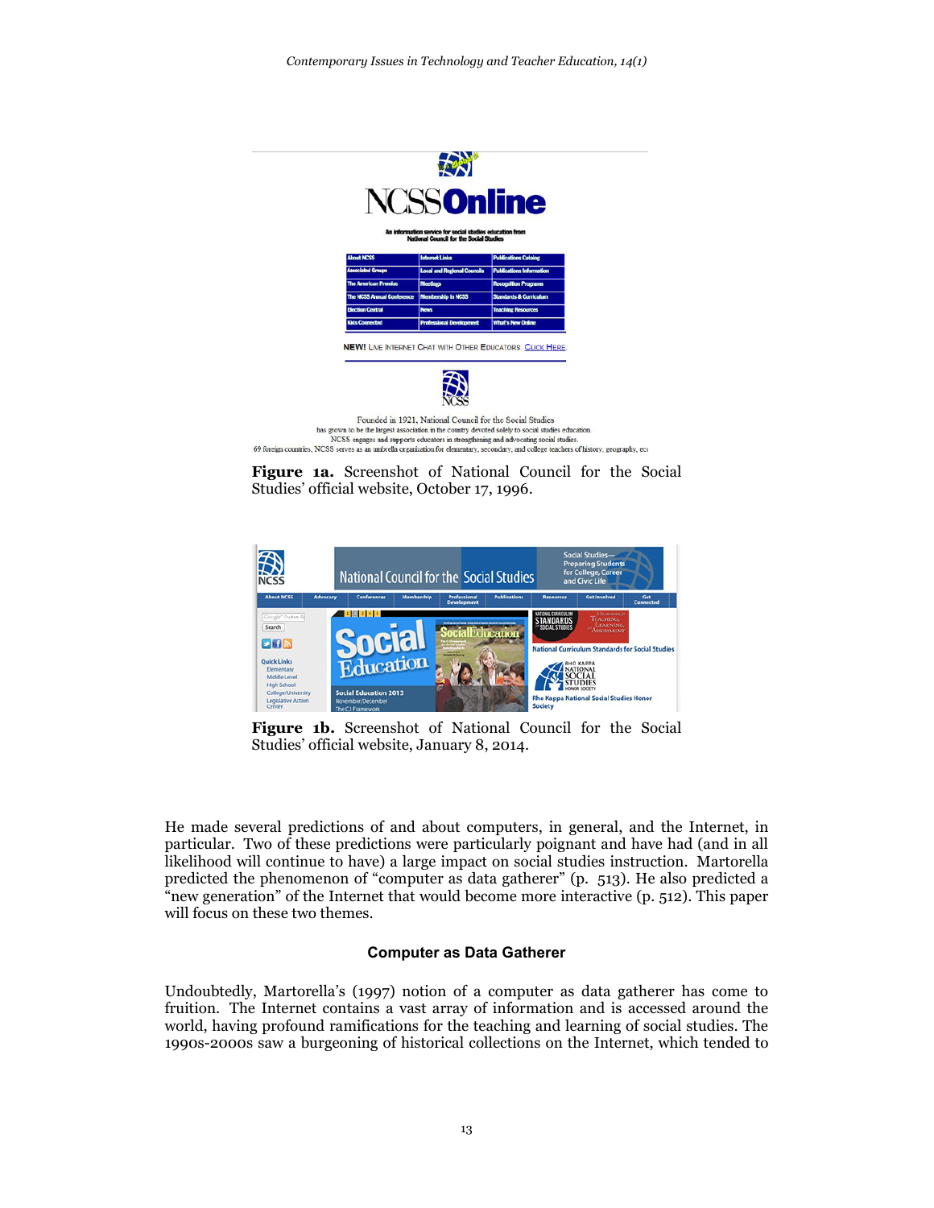**Figure 1a.** Screenshot of National Council for the Social Studies' official website, October 17, 1996.

**Figure 1b.** Screenshot of National Council for the Social Studies' official website, January 8, 2014.

He made several predictions of and about computers, in general, and the Internet, in particular. Two of these predictions were particularly poignant and have had (and in all likelihood will continue to have) a large impact on social studies instruction. Martorella predicted the phenomenon of "computer as data gatherer" (p. 513). He also predicted a "new generation" of the Internet that would become more interactive (p. 512). This paper will focus on these two themes.

### Computer as Data Gatherer

Undoubtedly, Martorella's (1997) notion of a computer as data gatherer has come to fruition. The Internet contains a vast array of information and is accessed around the world, having profound ramifications for the teaching and learning of social studies. The 1990s-2000s saw a burgeoning of historical collections on the Internet, which tended to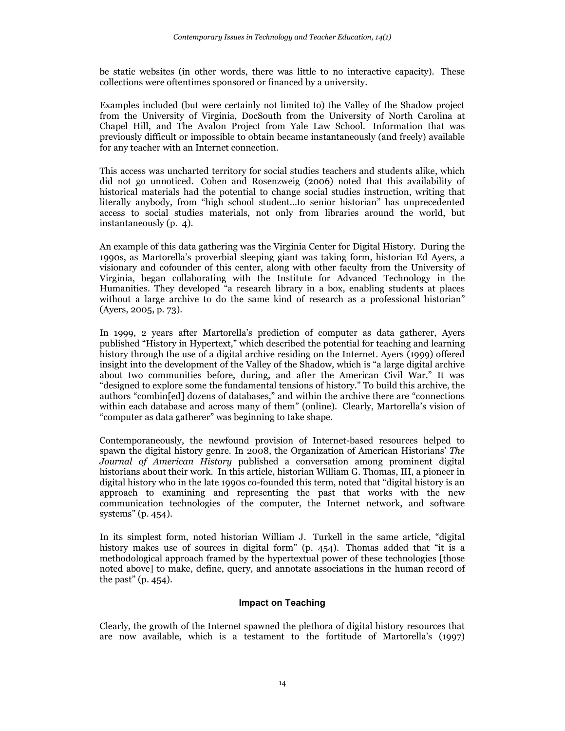be static websites (in other words, there was little to no interactive capacity). These collections were oftentimes sponsored or financed by a university.

Examples included (but were certainly not limited to) the Valley of the Shadow project from the University of Virginia, DocSouth from the University of North Carolina at Chapel Hill, and The Avalon Project from Yale Law School. Information that was previously difficult or impossible to obtain became instantaneously (and freely) available for any teacher with an Internet connection.

This access was uncharted territory for social studies teachers and students alike, which did not go unnoticed. Cohen and Rosenzweig (2006) noted that this availability of historical materials had the potential to change social studies instruction, writing that literally anybody, from "high school student…to senior historian" has unprecedented access to social studies materials, not only from libraries around the world, but instantaneously (p. 4).

An example of this data gathering was the Virginia Center for Digital History. During the 1990s, as Martorella's proverbial sleeping giant was taking form, historian Ed Ayers, a visionary and cofounder of this center, along with other faculty from the University of Virginia, began collaborating with the Institute for Advanced Technology in the Humanities. They developed "a research library in a box, enabling students at places without a large archive to do the same kind of research as a professional historian" (Ayers, 2005, p. 73).

In 1999, 2 years after Martorella's prediction of computer as data gatherer, Ayers published "History in Hypertext," which described the potential for teaching and learning history through the use of a digital archive residing on the Internet. Ayers (1999) offered insight into the development of the Valley of the Shadow, which is "a large digital archive about two communities before, during, and after the American Civil War." It was "designed to explore some the fundamental tensions of history." To build this archive, the authors "combin[ed] dozens of databases," and within the archive there are "connections within each database and across many of them" (online). Clearly, Martorella's vision of "computer as data gatherer" was beginning to take shape.

Contemporaneously, the newfound provision of Internet-based resources helped to spawn the digital history genre. In 2008, the Organization of American Historians' *The Journal of American History* published a conversation among prominent digital historians about their work. In this article, historian William G. Thomas, III, a pioneer in digital history who in the late 1990s co-founded this term, noted that "digital history is an approach to examining and representing the past that works with the new communication technologies of the computer, the Internet network, and software systems" (p. 454).

In its simplest form, noted historian William J. Turkell in the same article, "digital history makes use of sources in digital form" (p. 454). Thomas added that "it is a methodological approach framed by the hypertextual power of these technologies [those noted above] to make, define, query, and annotate associations in the human record of the past" (p. 454).

## Impact on Teaching

Clearly, the growth of the Internet spawned the plethora of digital history resources that are now available, which is a testament to the fortitude of Martorella's (1997)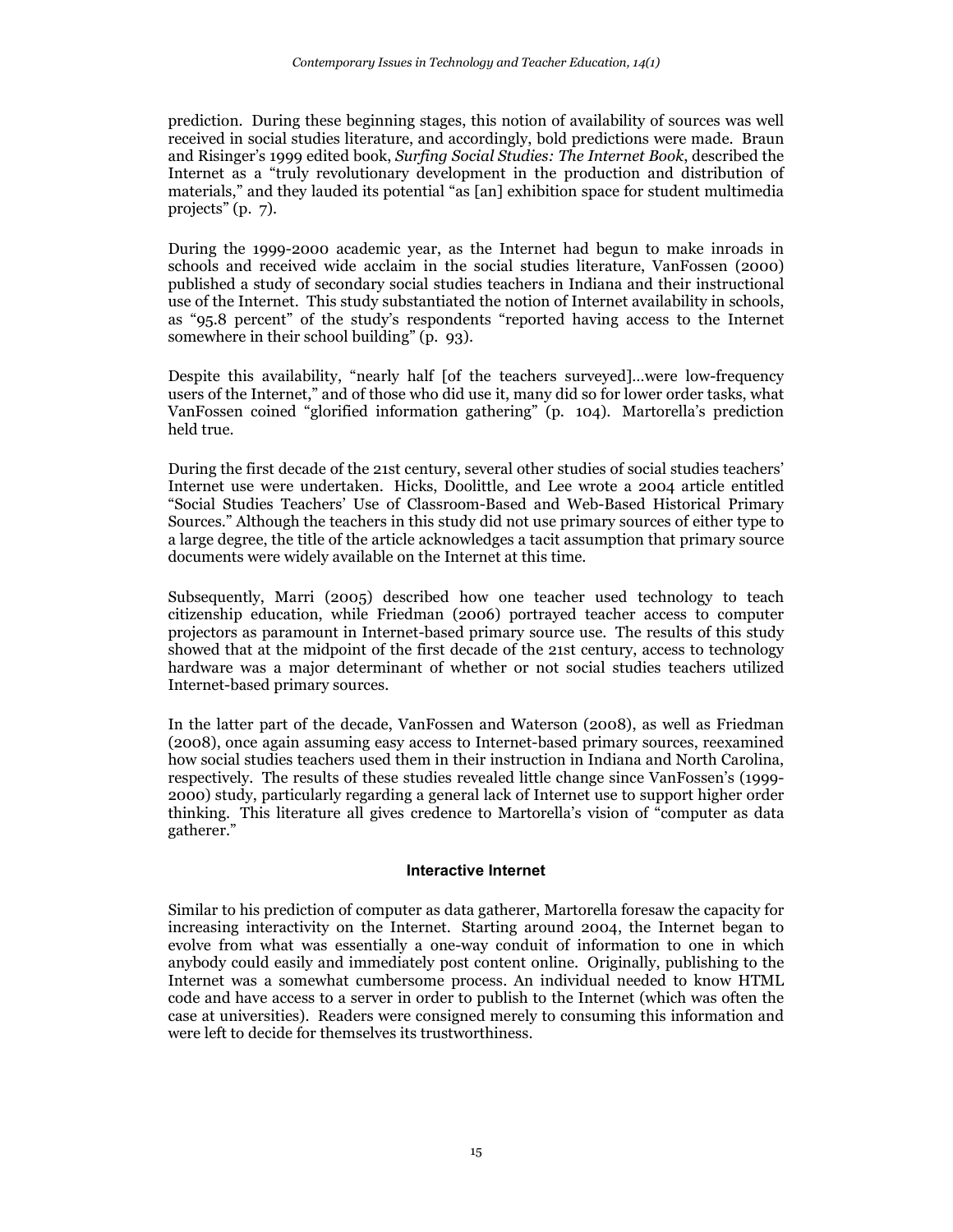prediction. During these beginning stages, this notion of availability of sources was well received in social studies literature, and accordingly, bold predictions were made. Braun and Risinger's 1999 edited book, *Surfing Social Studies: The Internet Book*, described the Internet as a "truly revolutionary development in the production and distribution of materials," and they lauded its potential "as [an] exhibition space for student multimedia projects" (p. 7).

During the 1999-2000 academic year, as the Internet had begun to make inroads in schools and received wide acclaim in the social studies literature, VanFossen (2000) published a study of secondary social studies teachers in Indiana and their instructional use of the Internet. This study substantiated the notion of Internet availability in schools, as "95.8 percent" of the study's respondents "reported having access to the Internet somewhere in their school building" (p. 93).

Despite this availability, "nearly half [of the teachers surveyed]…were low-frequency users of the Internet," and of those who did use it, many did so for lower order tasks, what VanFossen coined "glorified information gathering" (p. 104). Martorella's prediction held true.

During the first decade of the 21st century, several other studies of social studies teachers' Internet use were undertaken. Hicks, Doolittle, and Lee wrote a 2004 article entitled "Social Studies Teachers' Use of Classroom-Based and Web-Based Historical Primary Sources." Although the teachers in this study did not use primary sources of either type to a large degree, the title of the article acknowledges a tacit assumption that primary source documents were widely available on the Internet at this time.

Subsequently, Marri (2005) described how one teacher used technology to teach citizenship education, while Friedman (2006) portrayed teacher access to computer projectors as paramount in Internet-based primary source use. The results of this study showed that at the midpoint of the first decade of the 21st century, access to technology hardware was a major determinant of whether or not social studies teachers utilized Internet-based primary sources.

In the latter part of the decade, VanFossen and Waterson (2008), as well as Friedman (2008), once again assuming easy access to Internet-based primary sources, reexamined how social studies teachers used them in their instruction in Indiana and North Carolina, respectively. The results of these studies revealed little change since VanFossen's (1999-2000) study, particularly regarding a general lack of Internet use to support higher order thinking. This literature all gives credence to Martorella's vision of "computer as data gatherer."

## Interactive Internet

Similar to his prediction of computer as data gatherer, Martorella foresaw the capacity for increasing interactivity on the Internet. Starting around 2004, the Internet began to evolve from what was essentially a one-way conduit of information to one in which anybody could easily and immediately post content online. Originally, publishing to the Internet was a somewhat cumbersome process. An individual needed to know HTML code and have access to a server in order to publish to the Internet (which was often the case at universities). Readers were consigned merely to consuming this information and were left to decide for themselves its trustworthiness.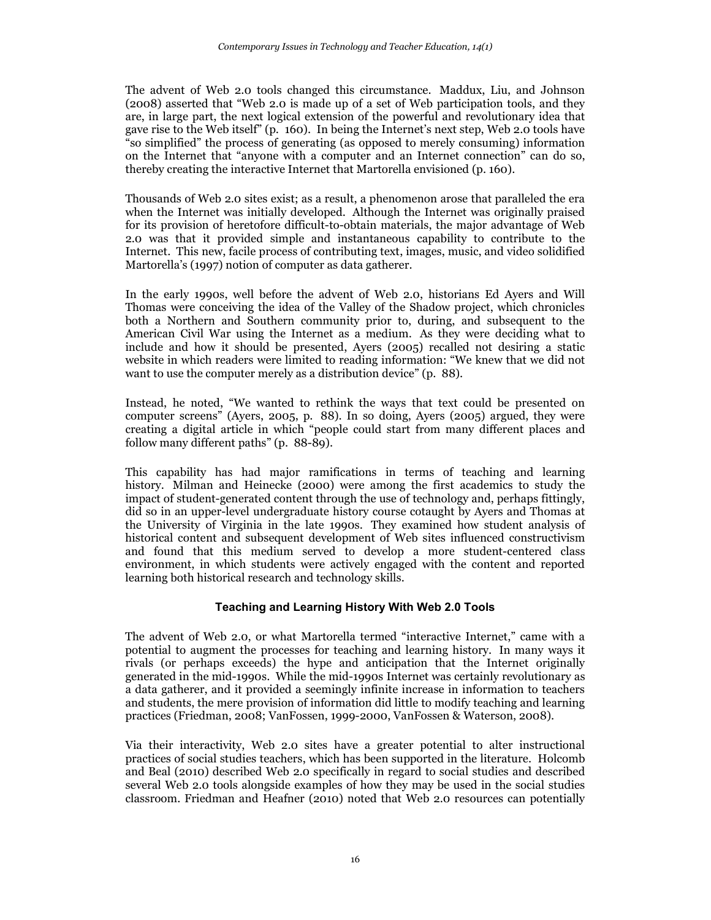The advent of Web 2.0 tools changed this circumstance. Maddux, Liu, and Johnson (2008) asserted that "Web 2.0 is made up of a set of Web participation tools, and they are, in large part, the next logical extension of the powerful and revolutionary idea that gave rise to the Web itself" (p. 160). In being the Internet's next step, Web 2.0 tools have "so simplified" the process of generating (as opposed to merely consuming) information on the Internet that "anyone with a computer and an Internet connection" can do so, thereby creating the interactive Internet that Martorella envisioned (p. 160).

Thousands of Web 2.0 sites exist; as a result, a phenomenon arose that paralleled the era when the Internet was initially developed. Although the Internet was originally praised for its provision of heretofore difficult-to-obtain materials, the major advantage of Web 2.0 was that it provided simple and instantaneous capability to contribute to the Internet. This new, facile process of contributing text, images, music, and video solidified Martorella's (1997) notion of computer as data gatherer.

In the early 1990s, well before the advent of Web 2.0, historians Ed Ayers and Will Thomas were conceiving the idea of the Valley of the Shadow project, which chronicles both a Northern and Southern community prior to, during, and subsequent to the American Civil War using the Internet as a medium. As they were deciding what to include and how it should be presented, Ayers (2005) recalled not desiring a static website in which readers were limited to reading information: "We knew that we did not want to use the computer merely as a distribution device" (p. 88).

Instead, he noted, "We wanted to rethink the ways that text could be presented on computer screens" (Ayers, 2005, p. 88). In so doing, Ayers (2005) argued, they were creating a digital article in which "people could start from many different places and follow many different paths" (p. 88-89).

This capability has had major ramifications in terms of teaching and learning history. Milman and Heinecke (2000) were among the first academics to study the impact of student-generated content through the use of technology and, perhaps fittingly, did so in an upper-level undergraduate history course cotaught by Ayers and Thomas at the University of Virginia in the late 1990s. They examined how student analysis of historical content and subsequent development of Web sites influenced constructivism and found that this medium served to develop a more student-centered class environment, in which students were actively engaged with the content and reported learning both historical research and technology skills.

## Teaching and Learning History With Web 2.0 Tools

The advent of Web 2.0, or what Martorella termed "interactive Internet," came with a potential to augment the processes for teaching and learning history. In many ways it rivals (or perhaps exceeds) the hype and anticipation that the Internet originally generated in the mid-1990s. While the mid-1990s Internet was certainly revolutionary as a data gatherer, and it provided a seemingly infinite increase in information to teachers and students, the mere provision of information did little to modify teaching and learning practices (Friedman, 2008; VanFossen, 1999-2000, VanFossen & Waterson, 2008).

Via their interactivity, Web 2.0 sites have a greater potential to alter instructional practices of social studies teachers, which has been supported in the literature. Holcomb and Beal (2010) described Web 2.0 specifically in regard to social studies and described several Web 2.0 tools alongside examples of how they may be used in the social studies classroom. Friedman and Heafner (2010) noted that Web 2.0 resources can potentially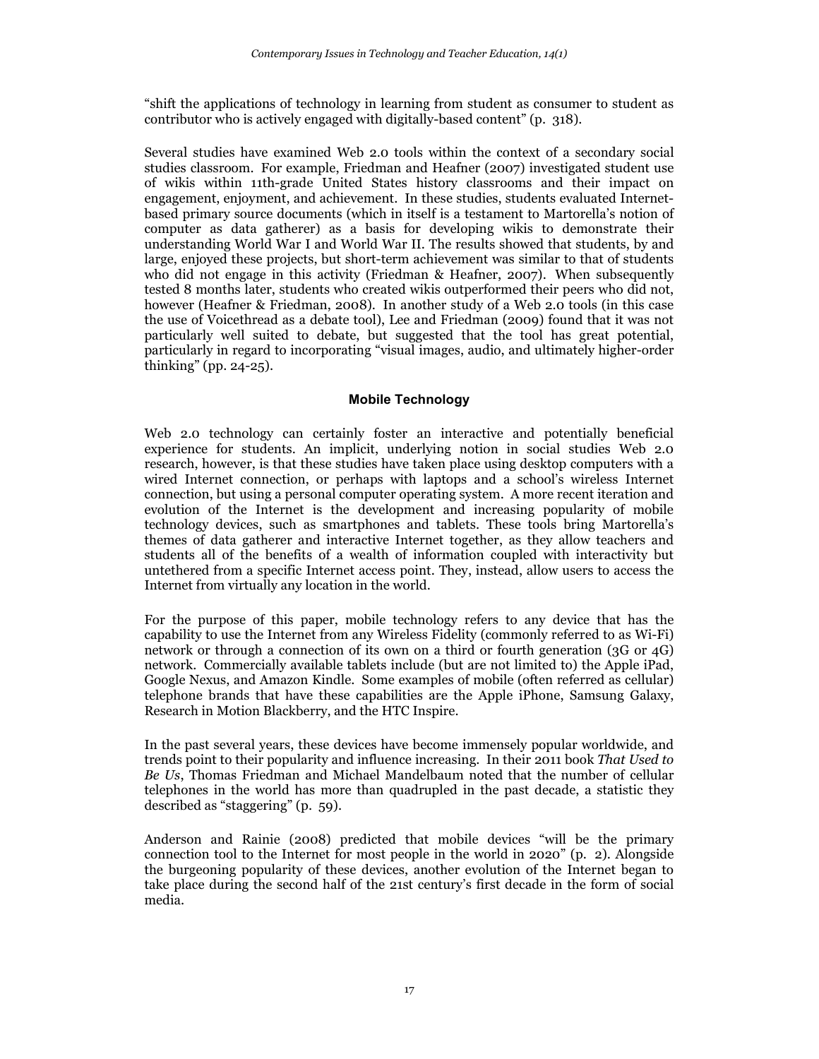"shift the applications of technology in learning from student as consumer to student as contributor who is actively engaged with digitally-based content" (p. 318).

Several studies have examined Web 2.0 tools within the context of a secondary social studies classroom. For example, Friedman and Heafner (2007) investigated student use of wikis within 11th-grade United States history classrooms and their impact on engagement, enjoyment, and achievement. In these studies, students evaluated Internet-based primary source documents (which in itself is a testament to Martorella's notion of computer as data gatherer) as a basis for developing wikis to demonstrate their understanding World War I and World War II. The results showed that students, by and large, enjoyed these projects, but short-term achievement was similar to that of students who did not engage in this activity (Friedman & Heafner, 2007). When subsequently tested 8 months later, students who created wikis outperformed their peers who did not, however (Heafner & Friedman, 2008). In another study of a Web 2.0 tools (in this case the use of Voicethread as a debate tool), Lee and Friedman (2009) found that it was not particularly well suited to debate, but suggested that the tool has great potential, particularly in regard to incorporating "visual images, audio, and ultimately higher-order thinking" (pp. 24-25).

## Mobile Technology

Web 2.0 technology can certainly foster an interactive and potentially beneficial experience for students. An implicit, underlying notion in social studies Web 2.0 research, however, is that these studies have taken place using desktop computers with a wired Internet connection, or perhaps with laptops and a school's wireless Internet connection, but using a personal computer operating system. A more recent iteration and evolution of the Internet is the development and increasing popularity of mobile technology devices, such as smartphones and tablets. These tools bring Martorella's themes of data gatherer and interactive Internet together, as they allow teachers and students all of the benefits of a wealth of information coupled with interactivity but untethered from a specific Internet access point. They, instead, allow users to access the Internet from virtually any location in the world.

For the purpose of this paper, mobile technology refers to any device that has the capability to use the Internet from any Wireless Fidelity (commonly referred to as Wi-Fi) network or through a connection of its own on a third or fourth generation (3G or 4G) network. Commercially available tablets include (but are not limited to) the Apple iPad, Google Nexus, and Amazon Kindle. Some examples of mobile (often referred as cellular) telephone brands that have these capabilities are the Apple iPhone, Samsung Galaxy, Research in Motion Blackberry, and the HTC Inspire.

In the past several years, these devices have become immensely popular worldwide, and trends point to their popularity and influence increasing. In their 2011 book *That Used to Be Us*, Thomas Friedman and Michael Mandelbaum noted that the number of cellular telephones in the world has more than quadrupled in the past decade, a statistic they described as "staggering" (p. 59).

Anderson and Rainie (2008) predicted that mobile devices "will be the primary connection tool to the Internet for most people in the world in 2020" (p. 2). Alongside the burgeoning popularity of these devices, another evolution of the Internet began to take place during the second half of the 21st century's first decade in the form of social media.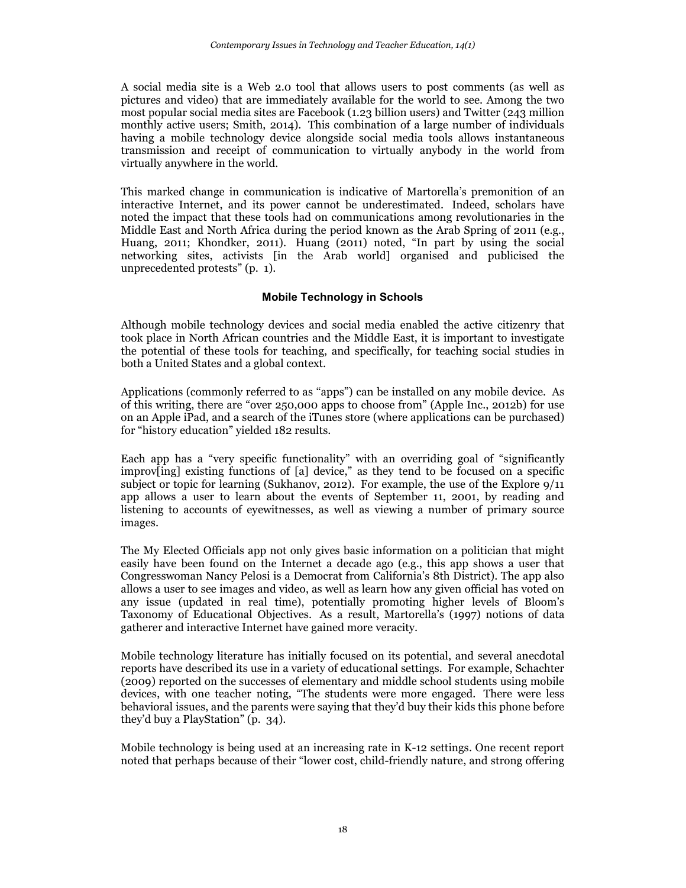A social media site is a Web 2.0 tool that allows users to post comments (as well as pictures and video) that are immediately available for the world to see. Among the two most popular social media sites are Facebook (1.23 billion users) and Twitter (243 million monthly active users; Smith, 2014). This combination of a large number of individuals having a mobile technology device alongside social media tools allows instantaneous transmission and receipt of communication to virtually anybody in the world from virtually anywhere in the world.

This marked change in communication is indicative of Martorella's premonition of an interactive Internet, and its power cannot be underestimated. Indeed, scholars have noted the impact that these tools had on communications among revolutionaries in the Middle East and North Africa during the period known as the Arab Spring of 2011 (e.g., Huang, 2011; Khondker, 2011). Huang (2011) noted, "In part by using the social networking sites, activists [in the Arab world] organised and publicised the unprecedented protests" (p. 1).

### Mobile Technology in Schools

Although mobile technology devices and social media enabled the active citizenry that took place in North African countries and the Middle East, it is important to investigate the potential of these tools for teaching, and specifically, for teaching social studies in both a United States and a global context.

Applications (commonly referred to as "apps") can be installed on any mobile device. As of this writing, there are "over 250,000 apps to choose from" (Apple Inc., 2012b) for use on an Apple iPad, and a search of the iTunes store (where applications can be purchased) for "history education" yielded 182 results.

Each app has a "very specific functionality" with an overriding goal of "significantly improv[ing] existing functions of [a] device," as they tend to be focused on a specific subject or topic for learning (Sukhanov, 2012). For example, the use of the Explore 9/11 app allows a user to learn about the events of September 11, 2001, by reading and listening to accounts of eyewitnesses, as well as viewing a number of primary source images.

The My Elected Officials app not only gives basic information on a politician that might easily have been found on the Internet a decade ago (e.g., this app shows a user that Congresswoman Nancy Pelosi is a Democrat from California's 8th District). The app also allows a user to see images and video, as well as learn how any given official has voted on any issue (updated in real time), potentially promoting higher levels of Bloom's Taxonomy of Educational Objectives. As a result, Martorella's (1997) notions of data gatherer and interactive Internet have gained more veracity.

Mobile technology literature has initially focused on its potential, and several anecdotal reports have described its use in a variety of educational settings. For example, Schachter (2009) reported on the successes of elementary and middle school students using mobile devices, with one teacher noting, "The students were more engaged. There were less behavioral issues, and the parents were saying that they'd buy their kids this phone before they'd buy a PlayStation" (p. 34).

Mobile technology is being used at an increasing rate in K-12 settings. One recent report noted that perhaps because of their "lower cost, child-friendly nature, and strong offering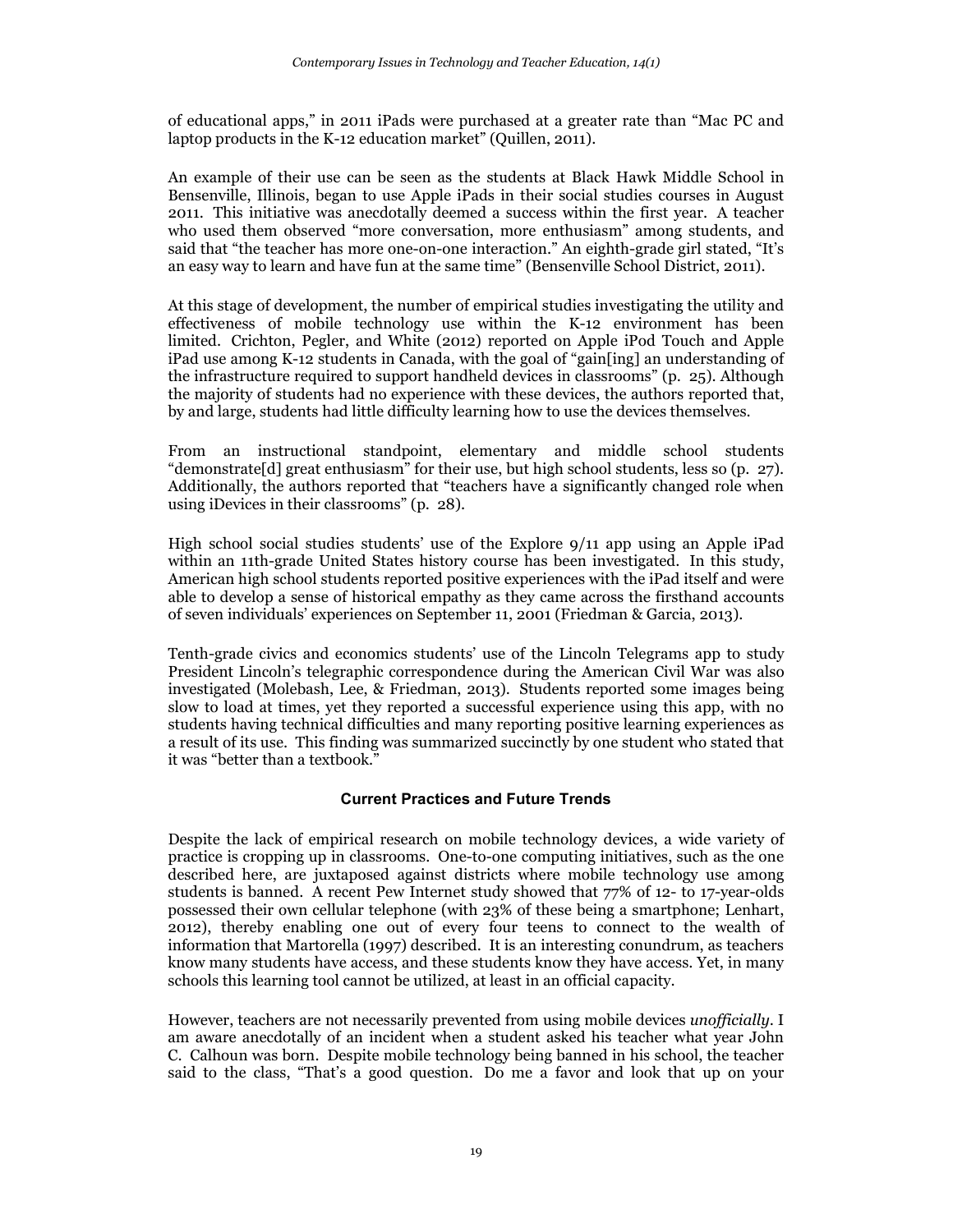of educational apps," in 2011 iPads were purchased at a greater rate than "Mac PC and laptop products in the K-12 education market" (Quillen, 2011).

An example of their use can be seen as the students at Black Hawk Middle School in Bensenville, Illinois, began to use Apple iPads in their social studies courses in August 2011. This initiative was anecdotally deemed a success within the first year. A teacher who used them observed "more conversation, more enthusiasm" among students, and said that "the teacher has more one-on-one interaction." An eighth-grade girl stated, "It's an easy way to learn and have fun at the same time" (Bensenville School District, 2011).

At this stage of development, the number of empirical studies investigating the utility and effectiveness of mobile technology use within the K-12 environment has been limited. Crichton, Pegler, and White (2012) reported on Apple iPod Touch and Apple iPad use among K-12 students in Canada, with the goal of "gain[ing] an understanding of the infrastructure required to support handheld devices in classrooms" (p. 25). Although the majority of students had no experience with these devices, the authors reported that, by and large, students had little difficulty learning how to use the devices themselves.

From an instructional standpoint, elementary and middle school students "demonstrate[d] great enthusiasm" for their use, but high school students, less so (p. 27). Additionally, the authors reported that "teachers have a significantly changed role when using iDevices in their classrooms" (p. 28).

High school social studies students' use of the Explore 9/11 app using an Apple iPad within an 11th-grade United States history course has been investigated. In this study, American high school students reported positive experiences with the iPad itself and were able to develop a sense of historical empathy as they came across the firsthand accounts of seven individuals' experiences on September 11, 2001 (Friedman & Garcia, 2013).

Tenth-grade civics and economics students' use of the Lincoln Telegrams app to study President Lincoln's telegraphic correspondence during the American Civil War was also investigated (Molebash, Lee, & Friedman, 2013). Students reported some images being slow to load at times, yet they reported a successful experience using this app, with no students having technical difficulties and many reporting positive learning experiences as a result of its use. This finding was summarized succinctly by one student who stated that it was "better than a textbook."

## Current Practices and Future Trends

Despite the lack of empirical research on mobile technology devices, a wide variety of practice is cropping up in classrooms. One-to-one computing initiatives, such as the one described here, are juxtaposed against districts where mobile technology use among students is banned. A recent Pew Internet study showed that 77% of 12- to 17-year-olds possessed their own cellular telephone (with 23% of these being a smartphone; Lenhart, 2012), thereby enabling one out of every four teens to connect to the wealth of information that Martorella (1997) described. It is an interesting conundrum, as teachers know many students have access, and these students know they have access. Yet, in many schools this learning tool cannot be utilized, at least in an official capacity.

However, teachers are not necessarily prevented from using mobile devices *unofficially*. I am aware anecdotally of an incident when a student asked his teacher what year John C. Calhoun was born. Despite mobile technology being banned in his school, the teacher said to the class, "That's a good question. Do me a favor and look that up on your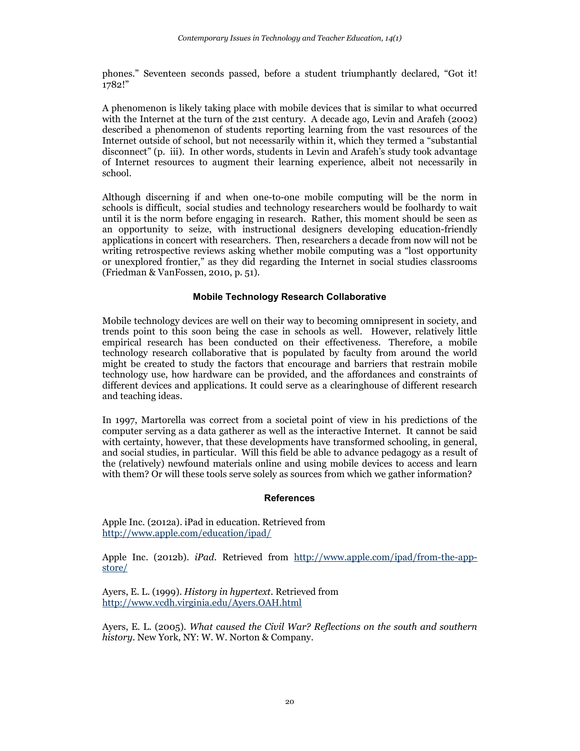phones." Seventeen seconds passed, before a student triumphantly declared, "Got it! 1782!"

A phenomenon is likely taking place with mobile devices that is similar to what occurred with the Internet at the turn of the 21st century. A decade ago, Levin and Arafeh (2002) described a phenomenon of students reporting learning from the vast resources of the Internet outside of school, but not necessarily within it, which they termed a "substantial disconnect" (p. iii). In other words, students in Levin and Arafeh's study took advantage of Internet resources to augment their learning experience, albeit not necessarily in school.

Although discerning if and when one-to-one mobile computing will be the norm in schools is difficult, social studies and technology researchers would be foolhardy to wait until it is the norm before engaging in research. Rather, this moment should be seen as an opportunity to seize, with instructional designers developing education-friendly applications in concert with researchers. Then, researchers a decade from now will not be writing retrospective reviews asking whether mobile computing was a "lost opportunity or unexplored frontier," as they did regarding the Internet in social studies classrooms (Friedman & VanFossen, 2010, p. 51).

## Mobile Technology Research Collaborative

Mobile technology devices are well on their way to becoming omnipresent in society, and trends point to this soon being the case in schools as well. However, relatively little empirical research has been conducted on their effectiveness. Therefore, a mobile technology research collaborative that is populated by faculty from around the world might be created to study the factors that encourage and barriers that restrain mobile technology use, how hardware can be provided, and the affordances and constraints of different devices and applications. It could serve as a clearinghouse of different research and teaching ideas.

In 1997, Martorella was correct from a societal point of view in his predictions of the computer serving as a data gatherer as well as the interactive Internet. It cannot be said with certainty, however, that these developments have transformed schooling, in general, and social studies, in particular. Will this field be able to advance pedagogy as a result of the (relatively) newfound materials online and using mobile devices to access and learn with them? Or will these tools serve solely as sources from which we gather information?

## References

Apple Inc. (2012a). iPad in education. Retrieved from http://www.apple.com/education/ipad/

Apple Inc. (2012b). *iPad*. Retrieved from http://www.apple.com/ipad/from-the-app-store/

Ayers, E. L. (1999). *History in hypertext*. Retrieved from http://www.vcdh.virginia.edu/Ayers.OAH.html

Ayers, E. L. (2005). *What caused the Civil War? Reflections on the south and southern history*. New York, NY: W. W. Norton & Company.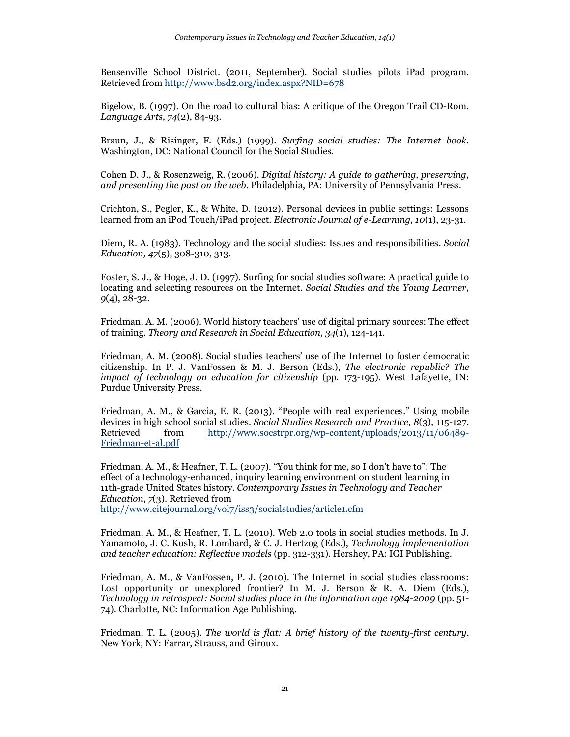Bensenville School District. (2011, September). Social studies pilots iPad program. Retrieved from http://www.bsd2.org/index.aspx?NID=678

Bigelow, B. (1997). On the road to cultural bias: A critique of the Oregon Trail CD-Rom. *Language Arts, 74*(2), 84-93.

Braun, J., & Risinger, F. (Eds.) (1999). *Surfing social studies: The Internet book*. Washington, DC: National Council for the Social Studies.

Cohen D. J., & Rosenzweig, R. (2006). *Digital history: A guide to gathering, preserving, and presenting the past on the web*. Philadelphia, PA: University of Pennsylvania Press.

Crichton, S., Pegler, K., & White, D. (2012). Personal devices in public settings: Lessons learned from an iPod Touch/iPad project. *Electronic Journal of e-Learning, 10*(1), 23-31.

Diem, R. A. (1983). Technology and the social studies: Issues and responsibilities. *Social Education, 47*(5), 308-310, 313.

Foster, S. J., & Hoge, J. D. (1997). Surfing for social studies software: A practical guide to locating and selecting resources on the Internet. *Social Studies and the Young Learner, 9*(4), 28-32.

Friedman, A. M. (2006). World history teachers' use of digital primary sources: The effect of training. *Theory and Research in Social Education, 34*(1), 124-141.

Friedman, A. M. (2008). Social studies teachers' use of the Internet to foster democratic citizenship. In P. J. VanFossen & M. J. Berson (Eds.), *The electronic republic? The impact of technology on education for citizenship* (pp. 173-195). West Lafayette, IN: Purdue University Press.

Friedman, A. M., & Garcia, E. R. (2013). "People with real experiences." Using mobile devices in high school social studies. *Social Studies Research and Practice*, *8*(3), 115-127. Retrieved from http://www.socstrpr.org/wp-content/uploads/2013/11/06489-Friedman-et-al.pdf

Friedman, A. M., & Heafner, T. L. (2007). "You think for me, so I don't have to": The effect of a technology-enhanced, inquiry learning environment on student learning in 11th-grade United States history. *Contemporary Issues in Technology and Teacher Education, 7*(3). Retrieved from http://www.citejournal.org/vol7/iss3/socialstudies/article1.cfm

Friedman, A. M., & Heafner, T. L. (2010). Web 2.0 tools in social studies methods. In J. Yamamoto, J. C. Kush, R. Lombard, & C. J. Hertzog (Eds.), *Technology implementation and teacher education: Reflective models* (pp. 312-331). Hershey, PA: IGI Publishing.

Friedman, A. M., & VanFossen, P. J. (2010). The Internet in social studies classrooms: Lost opportunity or unexplored frontier? In M. J. Berson & R. A. Diem (Eds.), *Technology in retrospect: Social studies place in the information age 1984-2009* (pp. 51-74). Charlotte, NC: Information Age Publishing.

Friedman, T. L. (2005). *The world is flat: A brief history of the twenty-first century*. New York, NY: Farrar, Strauss, and Giroux.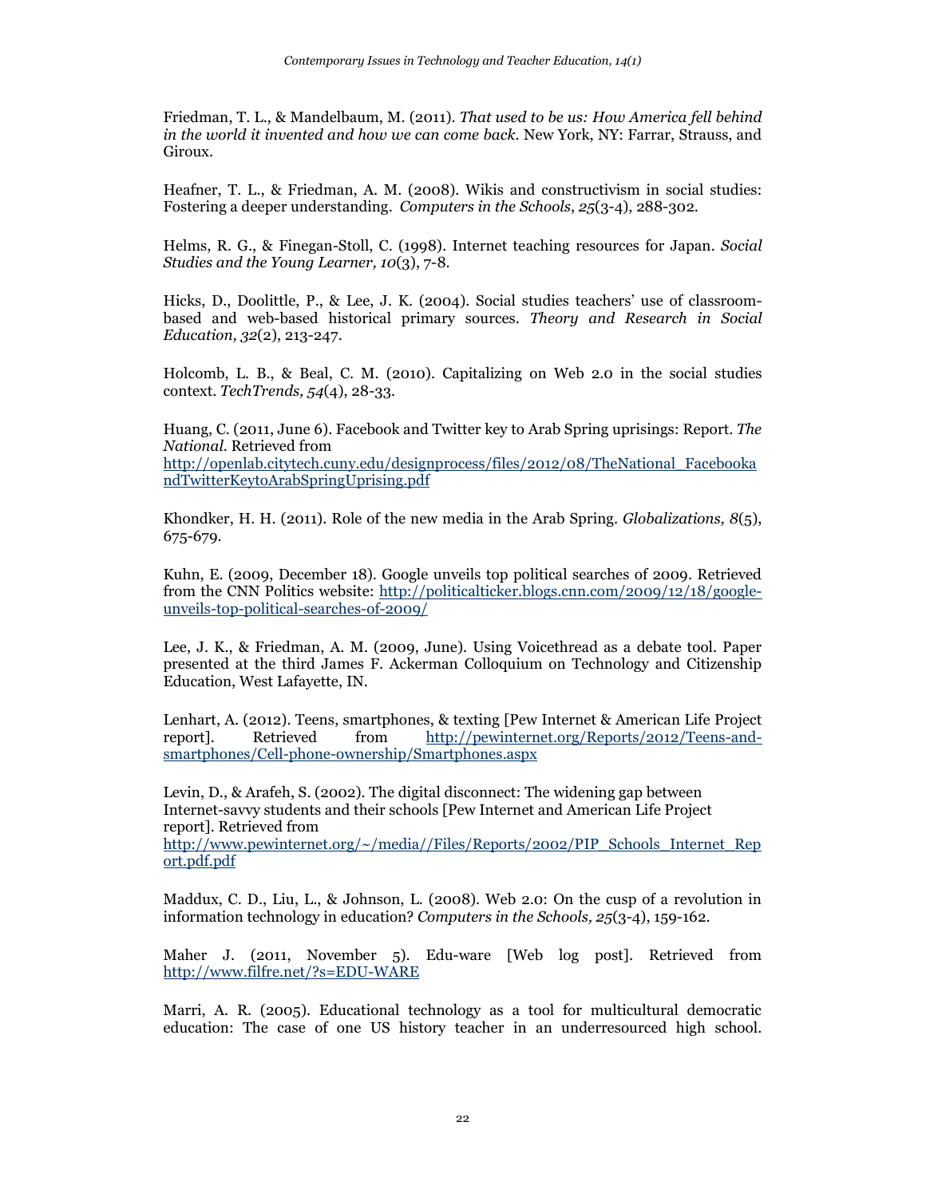Friedman, T. L., & Mandelbaum, M. (2011). *That used to be us: How America fell behind in the world it invented and how we can come back*. New York, NY: Farrar, Strauss, and Giroux.

Heafner, T. L., & Friedman, A. M. (2008). Wikis and constructivism in social studies: Fostering a deeper understanding. *Computers in the Schools*, *25*(3-4), 288-302.

Helms, R. G., & Finegan-Stoll, C. (1998). Internet teaching resources for Japan. *Social Studies and the Young Learner, 10*(3), 7-8.

Hicks, D., Doolittle, P., & Lee, J. K. (2004). Social studies teachers' use of classroom-based and web-based historical primary sources. *Theory and Research in Social Education, 32*(2), 213-247.

Holcomb, L. B., & Beal, C. M. (2010). Capitalizing on Web 2.0 in the social studies context. *TechTrends, 54*(4), 28-33.

Huang, C. (2011, June 6). Facebook and Twitter key to Arab Spring uprisings: Report. *The National*. Retrieved from http://openlab.citytech.cuny.edu/designprocess/files/2012/08/TheNational_FacebookandTwitterKeytoArabSpringUprising.pdf

Khondker, H. H. (2011). Role of the new media in the Arab Spring. *Globalizations, 8*(5), 675-679.

Kuhn, E. (2009, December 18). Google unveils top political searches of 2009. Retrieved from the CNN Politics website: http://politicalticker.blogs.cnn.com/2009/12/18/google-unveils-top-political-searches-of-2009/

Lee, J. K., & Friedman, A. M. (2009, June). Using Voicethread as a debate tool. Paper presented at the third James F. Ackerman Colloquium on Technology and Citizenship Education, West Lafayette, IN.

Lenhart, A. (2012). Teens, smartphones, & texting [Pew Internet & American Life Project report]. Retrieved from http://pewinternet.org/Reports/2012/Teens-and-smartphones/Cell-phone-ownership/Smartphones.aspx

Levin, D., & Arafeh, S. (2002). The digital disconnect: The widening gap between Internet-savvy students and their schools [Pew Internet and American Life Project report]. Retrieved from http://www.pewinternet.org/~/media//Files/Reports/2002/PIP_Schools_Internet_Report.pdf.pdf

Maddux, C. D., Liu, L., & Johnson, L. (2008). Web 2.0: On the cusp of a revolution in information technology in education? *Computers in the Schools, 25*(3-4), 159-162.

Maher J. (2011, November 5). Edu-ware [Web log post]. Retrieved from http://www.filfre.net/?s=EDU-WARE

Marri, A. R. (2005). Educational technology as a tool for multicultural democratic education: The case of one US history teacher in an underresourced high school.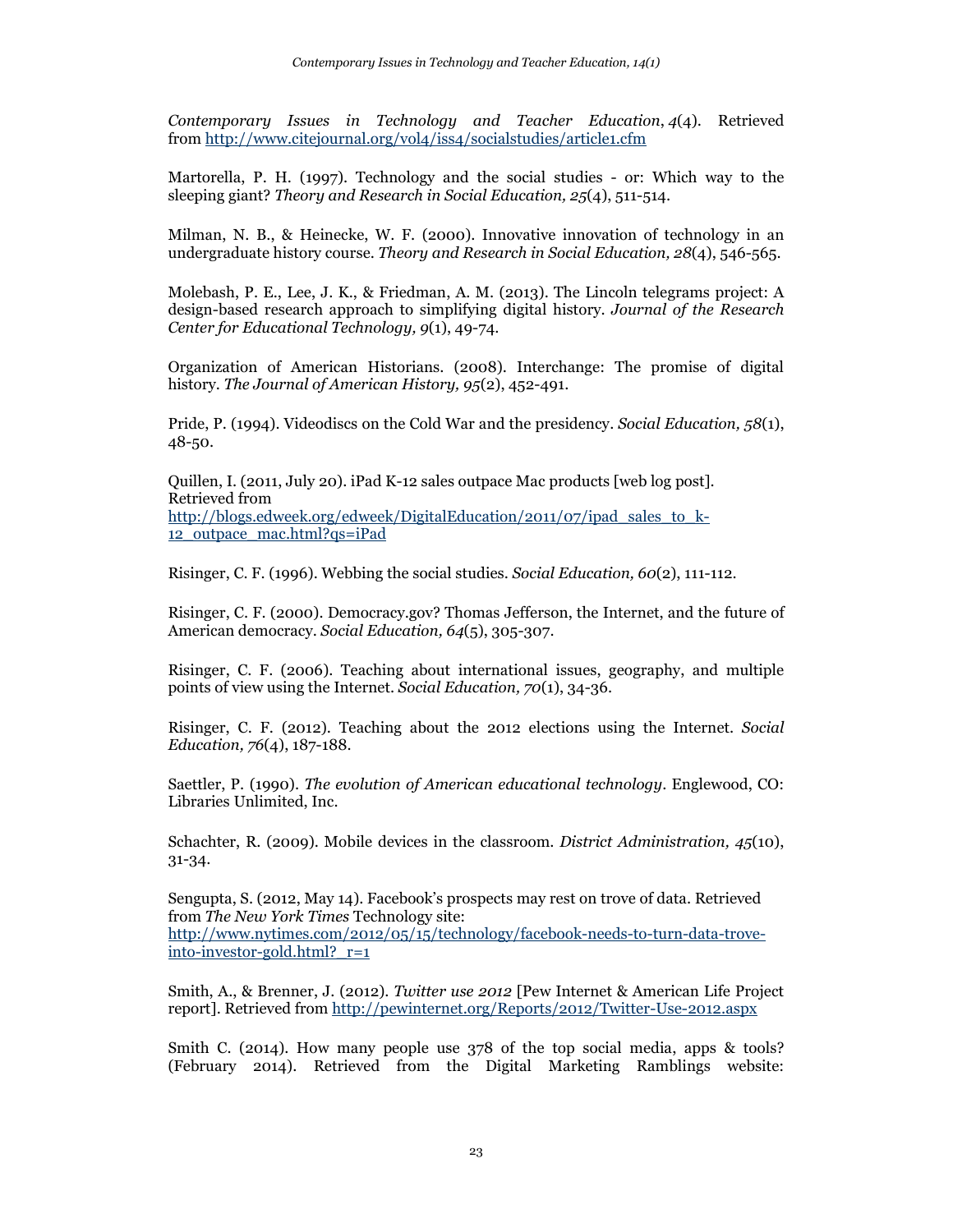*Contemporary Issues in Technology and Teacher Education*, *4*(4). Retrieved from http://www.citejournal.org/vol4/iss4/socialstudies/article1.cfm

Martorella, P. H. (1997). Technology and the social studies - or: Which way to the sleeping giant? *Theory and Research in Social Education, 25*(4), 511-514.

Milman, N. B., & Heinecke, W. F. (2000). Innovative innovation of technology in an undergraduate history course. *Theory and Research in Social Education, 28*(4), 546-565.

Molebash, P. E., Lee, J. K., & Friedman, A. M. (2013). The Lincoln telegrams project: A design-based research approach to simplifying digital history. *Journal of the Research Center for Educational Technology, 9*(1), 49-74.

Organization of American Historians. (2008). Interchange: The promise of digital history. *The Journal of American History, 95*(2), 452-491.

Pride, P. (1994). Videodiscs on the Cold War and the presidency. *Social Education, 58*(1), 48-50.

Quillen, I. (2011, July 20). iPad K-12 sales outpace Mac products [web log post]. Retrieved from http://blogs.edweek.org/edweek/DigitalEducation/2011/07/ipad_sales_to_k-12_outpace_mac.html?qs=iPad

Risinger, C. F. (1996). Webbing the social studies. *Social Education, 60*(2), 111-112.

Risinger, C. F. (2000). Democracy.gov? Thomas Jefferson, the Internet, and the future of American democracy. *Social Education, 64*(5), 305-307.

Risinger, C. F. (2006). Teaching about international issues, geography, and multiple points of view using the Internet. *Social Education, 70*(1), 34-36.

Risinger, C. F. (2012). Teaching about the 2012 elections using the Internet. *Social Education, 76*(4), 187-188.

Saettler, P. (1990). *The evolution of American educational technology*. Englewood, CO: Libraries Unlimited, Inc.

Schachter, R. (2009). Mobile devices in the classroom. *District Administration, 45*(10), 31-34.

Sengupta, S. (2012, May 14). Facebook's prospects may rest on trove of data. Retrieved from *The New York Times* Technology site: http://www.nytimes.com/2012/05/15/technology/facebook-needs-to-turn-data-trove-into-investor-gold.html?_r=1

Smith, A., & Brenner, J. (2012). *Twitter use 2012* [Pew Internet & American Life Project report]. Retrieved from http://pewinternet.org/Reports/2012/Twitter-Use-2012.aspx

Smith C. (2014). How many people use 378 of the top social media, apps & tools? (February 2014). Retrieved from the Digital Marketing Ramblings website: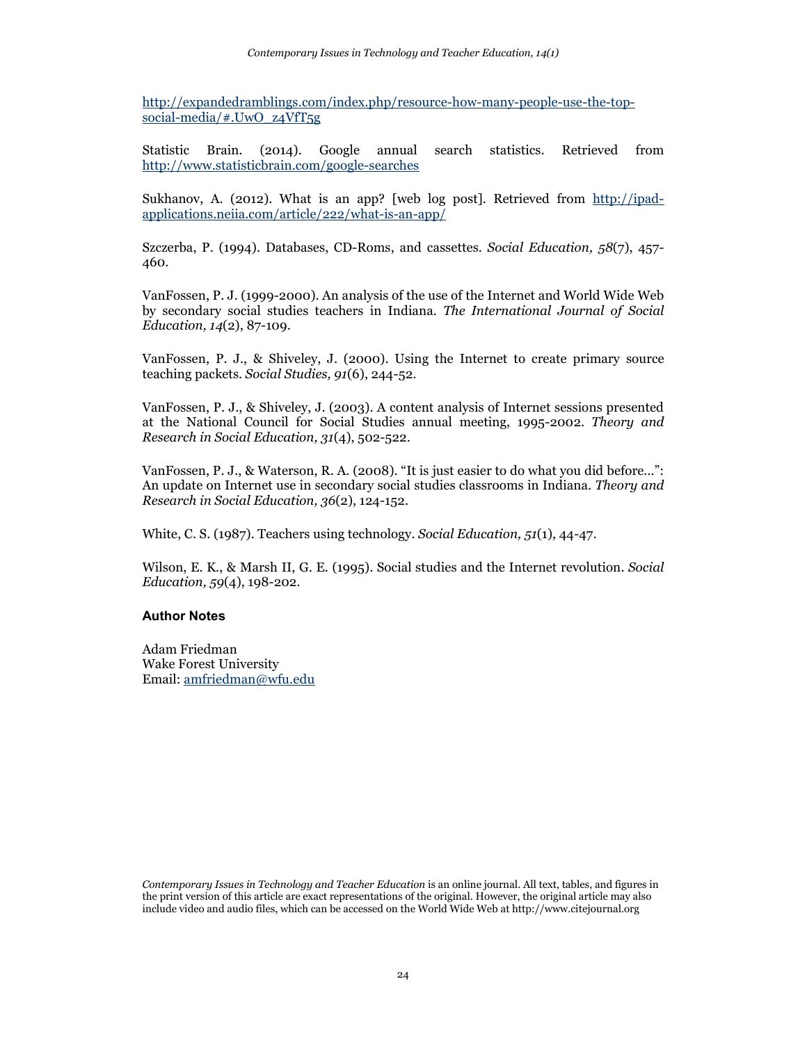http://expandedramblings.com/index.php/resource-how-many-people-use-the-top-social-media/#.UwO_z4VfT5g

Statistic Brain. (2014). Google annual search statistics. Retrieved from http://www.statisticbrain.com/google-searches

Sukhanov, A. (2012). What is an app? [web log post]. Retrieved from http://ipad-applications.neiia.com/article/222/what-is-an-app/

Szczerba, P. (1994). Databases, CD-Roms, and cassettes. *Social Education, 58*(7), 457-460.

VanFossen, P. J. (1999-2000). An analysis of the use of the Internet and World Wide Web by secondary social studies teachers in Indiana. *The International Journal of Social Education, 14*(2), 87-109.

VanFossen, P. J., & Shiveley, J. (2000). Using the Internet to create primary source teaching packets. *Social Studies, 91*(6), 244-52.

VanFossen, P. J., & Shiveley, J. (2003). A content analysis of Internet sessions presented at the National Council for Social Studies annual meeting, 1995-2002. *Theory and Research in Social Education, 31*(4), 502-522.

VanFossen, P. J., & Waterson, R. A. (2008). "It is just easier to do what you did before…": An update on Internet use in secondary social studies classrooms in Indiana. *Theory and Research in Social Education, 36*(2), 124-152.

White, C. S. (1987). Teachers using technology. *Social Education, 51*(1), 44-47.

Wilson, E. K., & Marsh II, G. E. (1995). Social studies and the Internet revolution. *Social Education, 59*(4), 198-202.

### Author Notes

Adam Friedman
Wake Forest University
Email: amfriedman@wfu.edu

*Contemporary Issues in Technology and Teacher Education* is an online journal. All text, tables, and figures in the print version of this article are exact representations of the original. However, the original article may also include video and audio files, which can be accessed on the World Wide Web at http://www.citejournal.org